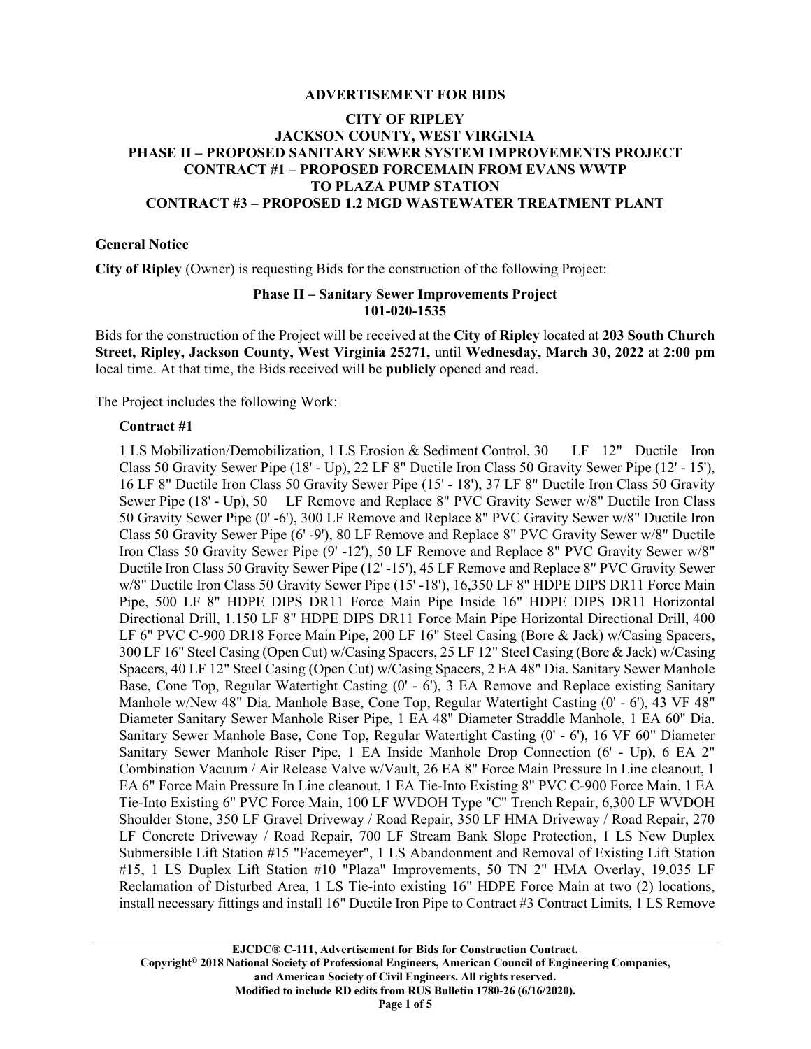**ADVERTISEMENT FOR BIDS**

**CITY OF RIPLEY**
**JACKSON COUNTY, WEST VIRGINIA**
**PHASE II – PROPOSED SANITARY SEWER SYSTEM IMPROVEMENTS PROJECT**
**CONTRACT #1 – PROPOSED FORCEMAIN FROM EVANS WWTP TO PLAZA PUMP STATION**
**CONTRACT #3 – PROPOSED 1.2 MGD WASTEWATER TREATMENT PLANT**

**General Notice**

**City of Ripley** (Owner) is requesting Bids for the construction of the following Project:

**Phase II – Sanitary Sewer Improvements Project**
**101-020-1535**

Bids for the construction of the Project will be received at the **City of Ripley** located at **203 South Church Street, Ripley, Jackson County, West Virginia 25271,** until **Wednesday, March 30, 2022** at **2:00 pm** local time. At that time, the Bids received will be **publicly** opened and read.

The Project includes the following Work:

**Contract #1**

1 LS Mobilization/Demobilization, 1 LS Erosion & Sediment Control, 30 LF 12" Ductile Iron Class 50 Gravity Sewer Pipe (18' - Up), 22 LF 8" Ductile Iron Class 50 Gravity Sewer Pipe (12' - 15'), 16 LF 8" Ductile Iron Class 50 Gravity Sewer Pipe (15' - 18'), 37 LF 8" Ductile Iron Class 50 Gravity Sewer Pipe (18' - Up), 50 LF Remove and Replace 8" PVC Gravity Sewer w/8" Ductile Iron Class 50 Gravity Sewer Pipe (0' -6'), 300 LF Remove and Replace 8" PVC Gravity Sewer w/8" Ductile Iron Class 50 Gravity Sewer Pipe (6' -9'), 80 LF Remove and Replace 8" PVC Gravity Sewer w/8" Ductile Iron Class 50 Gravity Sewer Pipe (9' -12'), 50 LF Remove and Replace 8" PVC Gravity Sewer w/8" Ductile Iron Class 50 Gravity Sewer Pipe (12' -15'), 45 LF Remove and Replace 8" PVC Gravity Sewer w/8" Ductile Iron Class 50 Gravity Sewer Pipe (15' -18'), 16,350 LF 8" HDPE DIPS DR11 Force Main Pipe, 500 LF 8" HDPE DIPS DR11 Force Main Pipe Inside 16" HDPE DIPS DR11 Horizontal Directional Drill, 1.150 LF 8" HDPE DIPS DR11 Force Main Pipe Horizontal Directional Drill, 400 LF 6" PVC C-900 DR18 Force Main Pipe, 200 LF 16" Steel Casing (Bore & Jack) w/Casing Spacers, 300 LF 16" Steel Casing (Open Cut) w/Casing Spacers, 25 LF 12" Steel Casing (Bore & Jack) w/Casing Spacers, 40 LF 12" Steel Casing (Open Cut) w/Casing Spacers, 2 EA 48" Dia. Sanitary Sewer Manhole Base, Cone Top, Regular Watertight Casting (0' - 6'), 3 EA Remove and Replace existing Sanitary Manhole w/New 48" Dia. Manhole Base, Cone Top, Regular Watertight Casting (0' - 6'), 43 VF 48" Diameter Sanitary Sewer Manhole Riser Pipe, 1 EA 48" Diameter Straddle Manhole, 1 EA 60" Dia. Sanitary Sewer Manhole Base, Cone Top, Regular Watertight Casting (0' - 6'), 16 VF 60" Diameter Sanitary Sewer Manhole Riser Pipe, 1 EA Inside Manhole Drop Connection (6' - Up), 6 EA 2" Combination Vacuum / Air Release Valve w/Vault, 26 EA 8" Force Main Pressure In Line cleanout, 1 EA 6" Force Main Pressure In Line cleanout, 1 EA Tie-Into Existing 8" PVC C-900 Force Main, 1 EA Tie-Into Existing 6" PVC Force Main, 100 LF WVDOH Type "C" Trench Repair, 6,300 LF WVDOH Shoulder Stone, 350 LF Gravel Driveway / Road Repair, 350 LF HMA Driveway / Road Repair, 270 LF Concrete Driveway / Road Repair, 700 LF Stream Bank Slope Protection, 1 LS New Duplex Submersible Lift Station #15 "Facemeyer", 1 LS Abandonment and Removal of Existing Lift Station #15, 1 LS Duplex Lift Station #10 "Plaza" Improvements, 50 TN 2" HMA Overlay, 19,035 LF Reclamation of Disturbed Area, 1 LS Tie-into existing 16" HDPE Force Main at two (2) locations, install necessary fittings and install 16" Ductile Iron Pipe to Contract #3 Contract Limits, 1 LS Remove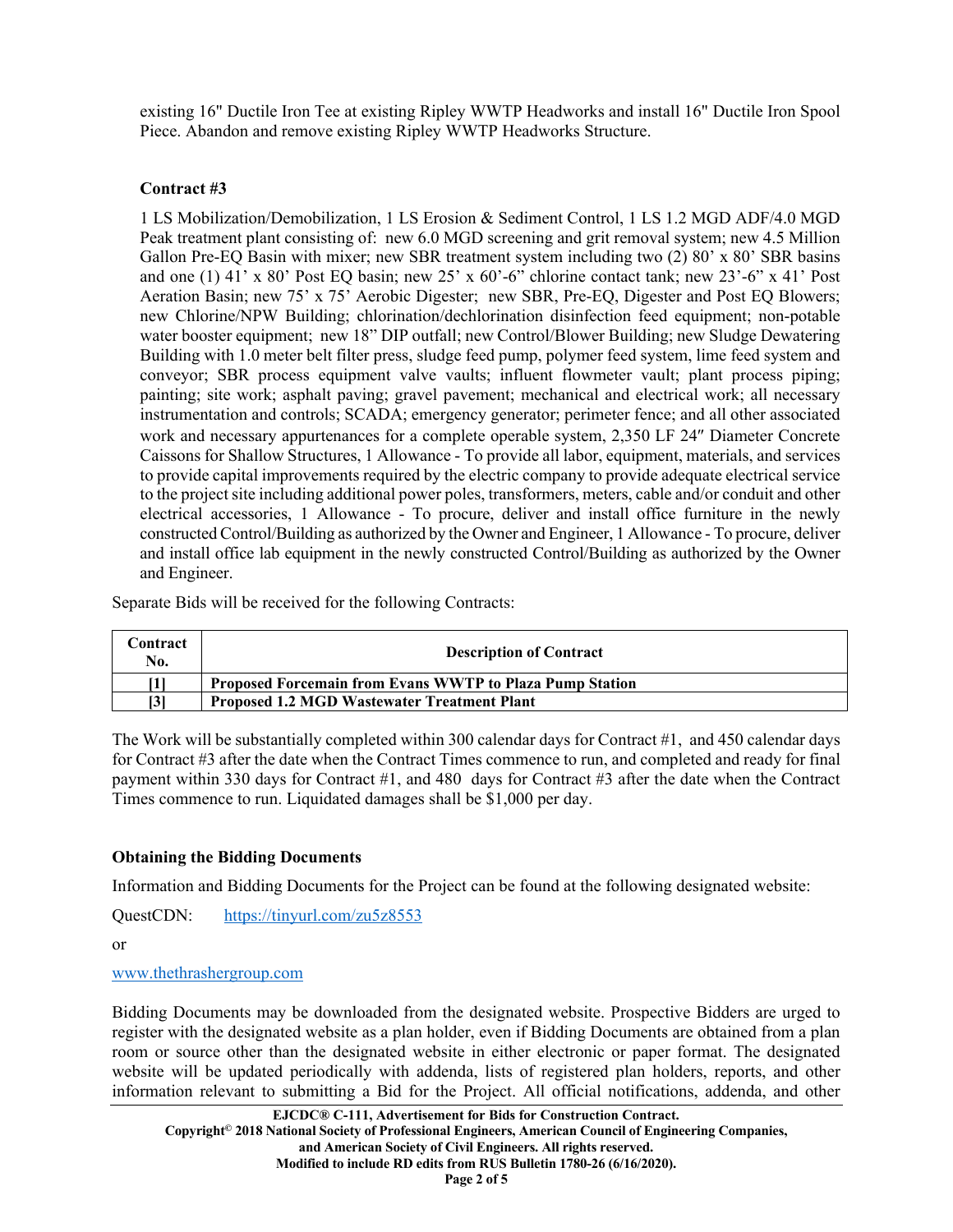existing 16" Ductile Iron Tee at existing Ripley WWTP Headworks and install 16" Ductile Iron Spool Piece. Abandon and remove existing Ripley WWTP Headworks Structure.

**Contract #3**

1 LS Mobilization/Demobilization, 1 LS Erosion & Sediment Control, 1 LS 1.2 MGD ADF/4.0 MGD Peak treatment plant consisting of: new 6.0 MGD screening and grit removal system; new 4.5 Million Gallon Pre-EQ Basin with mixer; new SBR treatment system including two (2) 80' x 80' SBR basins and one (1) 41' x 80' Post EQ basin; new 25' x 60'-6" chlorine contact tank; new 23'-6" x 41' Post Aeration Basin; new 75' x 75' Aerobic Digester; new SBR, Pre-EQ, Digester and Post EQ Blowers; new Chlorine/NPW Building; chlorination/dechlorination disinfection feed equipment; non-potable water booster equipment; new 18" DIP outfall; new Control/Blower Building; new Sludge Dewatering Building with 1.0 meter belt filter press, sludge feed pump, polymer feed system, lime feed system and conveyor; SBR process equipment valve vaults; influent flowmeter vault; plant process piping; painting; site work; asphalt paving; gravel pavement; mechanical and electrical work; all necessary instrumentation and controls; SCADA; emergency generator; perimeter fence; and all other associated work and necessary appurtenances for a complete operable system, 2,350 LF 24″ Diameter Concrete Caissons for Shallow Structures, 1 Allowance - To provide all labor, equipment, materials, and services to provide capital improvements required by the electric company to provide adequate electrical service to the project site including additional power poles, transformers, meters, cable and/or conduit and other electrical accessories, 1 Allowance - To procure, deliver and install office furniture in the newly constructed Control/Building as authorized by the Owner and Engineer, 1 Allowance - To procure, deliver and install office lab equipment in the newly constructed Control/Building as authorized by the Owner and Engineer.

Separate Bids will be received for the following Contracts:

| Contract No. | Description of Contract |
|---|---|
| **[1]** | **Proposed Forcemain from Evans WWTP to Plaza Pump Station** |
| **[3]** | **Proposed 1.2 MGD Wastewater Treatment Plant** |

The Work will be substantially completed within 300 calendar days for Contract #1, and 450 calendar days for Contract #3 after the date when the Contract Times commence to run, and completed and ready for final payment within 330 days for Contract #1, and 480 days for Contract #3 after the date when the Contract Times commence to run. Liquidated damages shall be $1,000 per day.

**Obtaining the Bidding Documents**

Information and Bidding Documents for the Project can be found at the following designated website:

QuestCDN: https://tinyurl.com/zu5z8553

or

www.thethrashergroup.com

Bidding Documents may be downloaded from the designated website. Prospective Bidders are urged to register with the designated website as a plan holder, even if Bidding Documents are obtained from a plan room or source other than the designated website in either electronic or paper format. The designated website will be updated periodically with addenda, lists of registered plan holders, reports, and other information relevant to submitting a Bid for the Project. All official notifications, addenda, and other

**EJCDC® C-111, Advertisement for Bids for Construction Contract.**
**Copyright© 2018 National Society of Professional Engineers, American Council of Engineering Companies, and American Society of Civil Engineers. All rights reserved.**
**Modified to include RD edits from RUS Bulletin 1780-26 (6/16/2020).**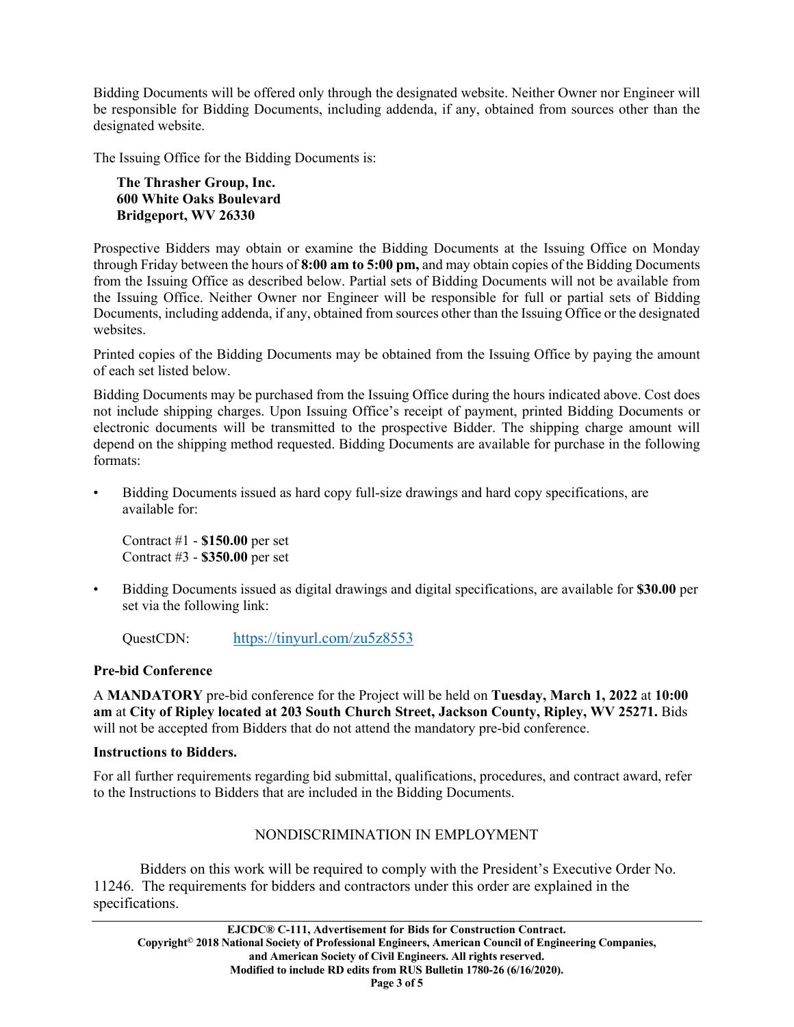Bidding Documents will be offered only through the designated website. Neither Owner nor Engineer will be responsible for Bidding Documents, including addenda, if any, obtained from sources other than the designated website.

The Issuing Office for the Bidding Documents is:

**The Thrasher Group, Inc.**
**600 White Oaks Boulevard**
**Bridgeport, WV 26330**

Prospective Bidders may obtain or examine the Bidding Documents at the Issuing Office on Monday through Friday between the hours of **8:00 am to 5:00 pm,** and may obtain copies of the Bidding Documents from the Issuing Office as described below. Partial sets of Bidding Documents will not be available from the Issuing Office. Neither Owner nor Engineer will be responsible for full or partial sets of Bidding Documents, including addenda, if any, obtained from sources other than the Issuing Office or the designated websites.

Printed copies of the Bidding Documents may be obtained from the Issuing Office by paying the amount of each set listed below.

Bidding Documents may be purchased from the Issuing Office during the hours indicated above. Cost does not include shipping charges. Upon Issuing Office's receipt of payment, printed Bidding Documents or electronic documents will be transmitted to the prospective Bidder. The shipping charge amount will depend on the shipping method requested. Bidding Documents are available for purchase in the following formats:

- Bidding Documents issued as hard copy full-size drawings and hard copy specifications, are available for:

  Contract #1 - **$150.00** per set
  Contract #3 - **$350.00** per set

- Bidding Documents issued as digital drawings and digital specifications, are available for **$30.00** per set via the following link:

  QuestCDN: https://tinyurl.com/zu5z8553

**Pre-bid Conference**

A **MANDATORY** pre-bid conference for the Project will be held on **Tuesday, March 1, 2022** at **10:00 am** at **City of Ripley located at 203 South Church Street, Jackson County, Ripley, WV 25271.** Bids will not be accepted from Bidders that do not attend the mandatory pre-bid conference.

**Instructions to Bidders.**

For all further requirements regarding bid submittal, qualifications, procedures, and contract award, refer to the Instructions to Bidders that are included in the Bidding Documents.

## NONDISCRIMINATION IN EMPLOYMENT

Bidders on this work will be required to comply with the President's Executive Order No. 11246. The requirements for bidders and contractors under this order are explained in the specifications.

**EJCDC® C-111, Advertisement for Bids for Construction Contract.**
**Copyright© 2018 National Society of Professional Engineers, American Council of Engineering Companies, and American Society of Civil Engineers. All rights reserved.**
**Modified to include RD edits from RUS Bulletin 1780-26 (6/16/2020).**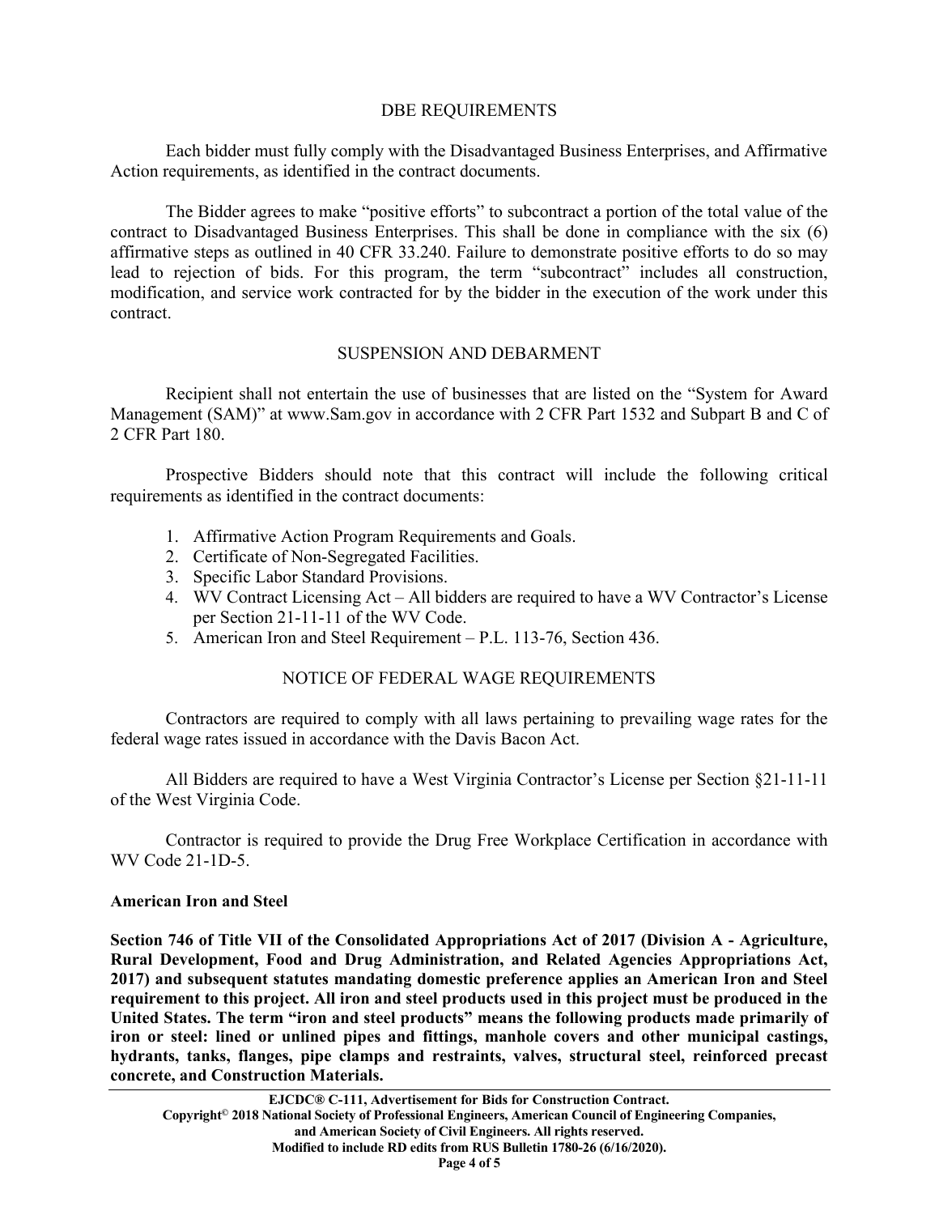## DBE REQUIREMENTS

Each bidder must fully comply with the Disadvantaged Business Enterprises, and Affirmative Action requirements, as identified in the contract documents.

The Bidder agrees to make "positive efforts" to subcontract a portion of the total value of the contract to Disadvantaged Business Enterprises. This shall be done in compliance with the six (6) affirmative steps as outlined in 40 CFR 33.240. Failure to demonstrate positive efforts to do so may lead to rejection of bids. For this program, the term "subcontract" includes all construction, modification, and service work contracted for by the bidder in the execution of the work under this contract.

## SUSPENSION AND DEBARMENT

Recipient shall not entertain the use of businesses that are listed on the "System for Award Management (SAM)" at www.Sam.gov in accordance with 2 CFR Part 1532 and Subpart B and C of 2 CFR Part 180.

Prospective Bidders should note that this contract will include the following critical requirements as identified in the contract documents:

1. Affirmative Action Program Requirements and Goals.
2. Certificate of Non-Segregated Facilities.
3. Specific Labor Standard Provisions.
4. WV Contract Licensing Act – All bidders are required to have a WV Contractor's License per Section 21-11-11 of the WV Code.
5. American Iron and Steel Requirement – P.L. 113-76, Section 436.

## NOTICE OF FEDERAL WAGE REQUIREMENTS

Contractors are required to comply with all laws pertaining to prevailing wage rates for the federal wage rates issued in accordance with the Davis Bacon Act.

All Bidders are required to have a West Virginia Contractor's License per Section §21-11-11 of the West Virginia Code.

Contractor is required to provide the Drug Free Workplace Certification in accordance with WV Code 21-1D-5.

**American Iron and Steel**

**Section 746 of Title VII of the Consolidated Appropriations Act of 2017 (Division A - Agriculture, Rural Development, Food and Drug Administration, and Related Agencies Appropriations Act, 2017) and subsequent statutes mandating domestic preference applies an American Iron and Steel requirement to this project. All iron and steel products used in this project must be produced in the United States. The term "iron and steel products" means the following products made primarily of iron or steel: lined or unlined pipes and fittings, manhole covers and other municipal castings, hydrants, tanks, flanges, pipe clamps and restraints, valves, structural steel, reinforced precast concrete, and Construction Materials.**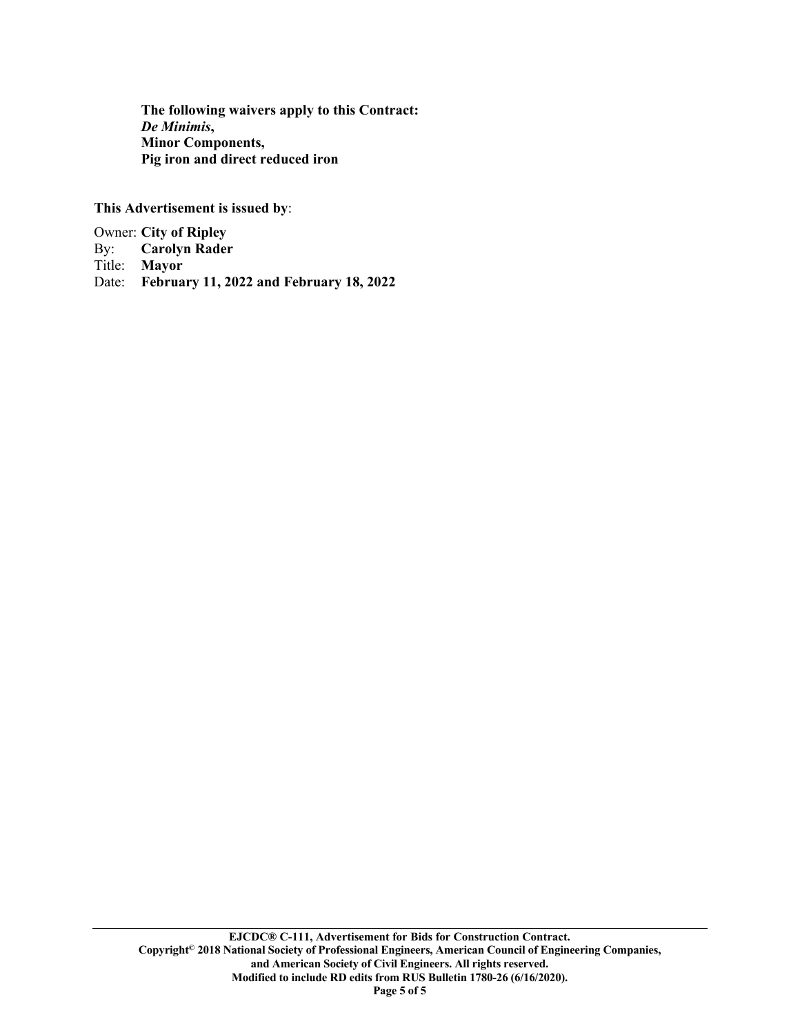**The following waivers apply to this Contract:**
***De Minimis*,**
**Minor Components,**
**Pig iron and direct reduced iron**

**This Advertisement is issued by**:

Owner: **City of Ripley**
By: **Carolyn Rader**
Title: **Mayor**
Date: **February 11, 2022 and February 18, 2022**

**EJCDC® C-111, Advertisement for Bids for Construction Contract.**
**Copyright© 2018 National Society of Professional Engineers, American Council of Engineering Companies, and American Society of Civil Engineers. All rights reserved.**
**Modified to include RD edits from RUS Bulletin 1780-26 (6/16/2020).**